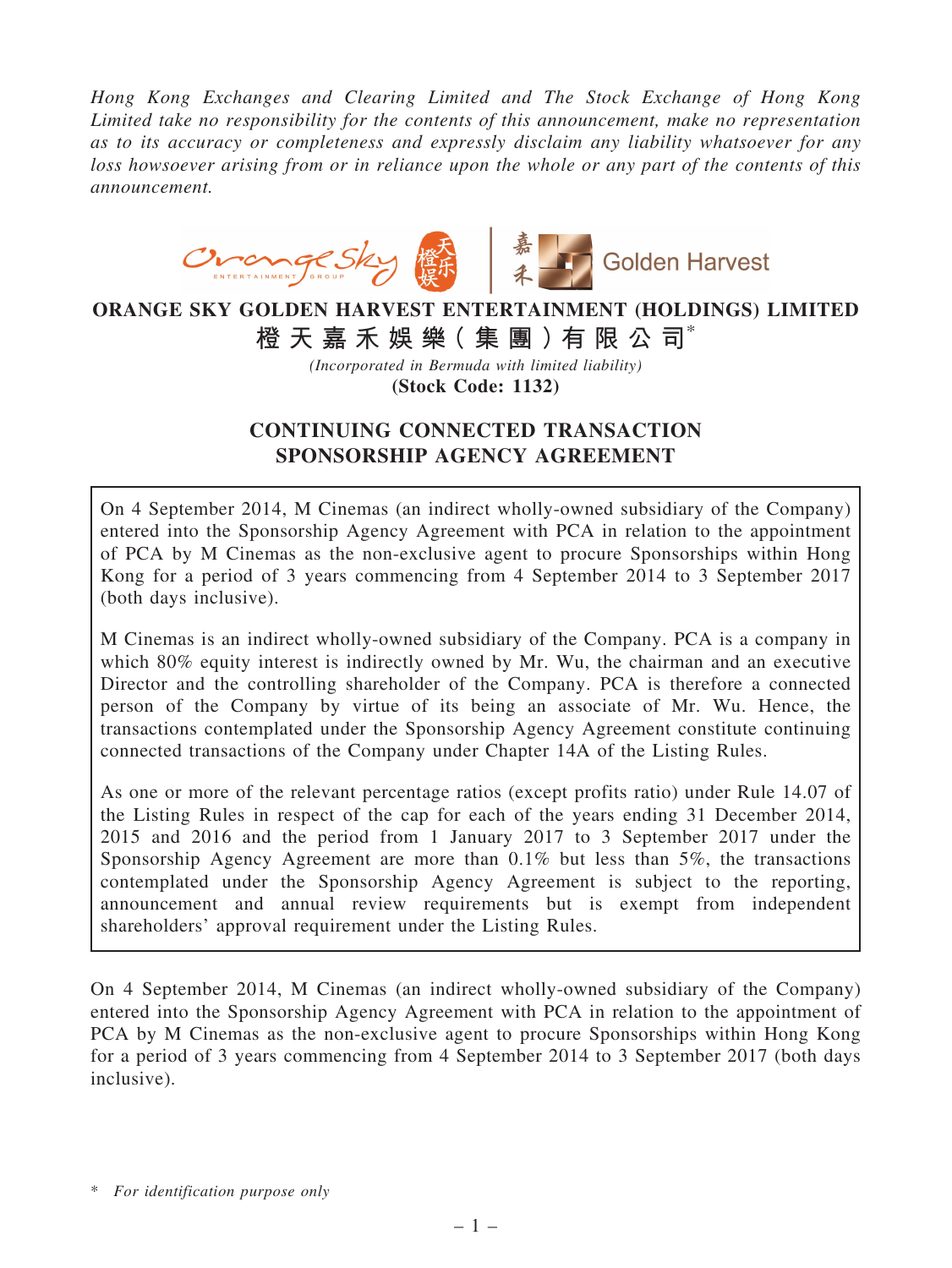*Hong Kong Exchanges and Clearing Limited and The Stock Exchange of Hong Kong Limited take no responsibility for the contents of this announcement, make no representation as to its accuracy or completeness and expressly disclaim any liability whatsoever for any loss howsoever arising from or in reliance upon the whole or any part of the contents of this announcement.*

# ORANGE SKY GOLDEN HARVEST ENTERTAINMENT (HOLDINGS) LIMITED

# 橙天嘉禾娛樂(集團)有限公司*

*(Incorporated in Bermuda with limited liability)*

**(Stock Code: 1132)**

## CONTINUING CONNECTED TRANSACTION SPONSORSHIP AGENCY AGREEMENT

On 4 September 2014, M Cinemas (an indirect wholly-owned subsidiary of the Company) entered into the Sponsorship Agency Agreement with PCA in relation to the appointment of PCA by M Cinemas as the non-exclusive agent to procure Sponsorships within Hong Kong for a period of 3 years commencing from 4 September 2014 to 3 September 2017 (both days inclusive).

M Cinemas is an indirect wholly-owned subsidiary of the Company. PCA is a company in which 80% equity interest is indirectly owned by Mr. Wu, the chairman and an executive Director and the controlling shareholder of the Company. PCA is therefore a connected person of the Company by virtue of its being an associate of Mr. Wu. Hence, the transactions contemplated under the Sponsorship Agency Agreement constitute continuing connected transactions of the Company under Chapter 14A of the Listing Rules.

As one or more of the relevant percentage ratios (except profits ratio) under Rule 14.07 of the Listing Rules in respect of the cap for each of the years ending 31 December 2014, 2015 and 2016 and the period from 1 January 2017 to 3 September 2017 under the Sponsorship Agency Agreement are more than 0.1% but less than 5%, the transactions contemplated under the Sponsorship Agency Agreement is subject to the reporting, announcement and annual review requirements but is exempt from independent shareholders' approval requirement under the Listing Rules.

On 4 September 2014, M Cinemas (an indirect wholly-owned subsidiary of the Company) entered into the Sponsorship Agency Agreement with PCA in relation to the appointment of PCA by M Cinemas as the non-exclusive agent to procure Sponsorships within Hong Kong for a period of 3 years commencing from 4 September 2014 to 3 September 2017 (both days inclusive).

\* *For identification purpose only*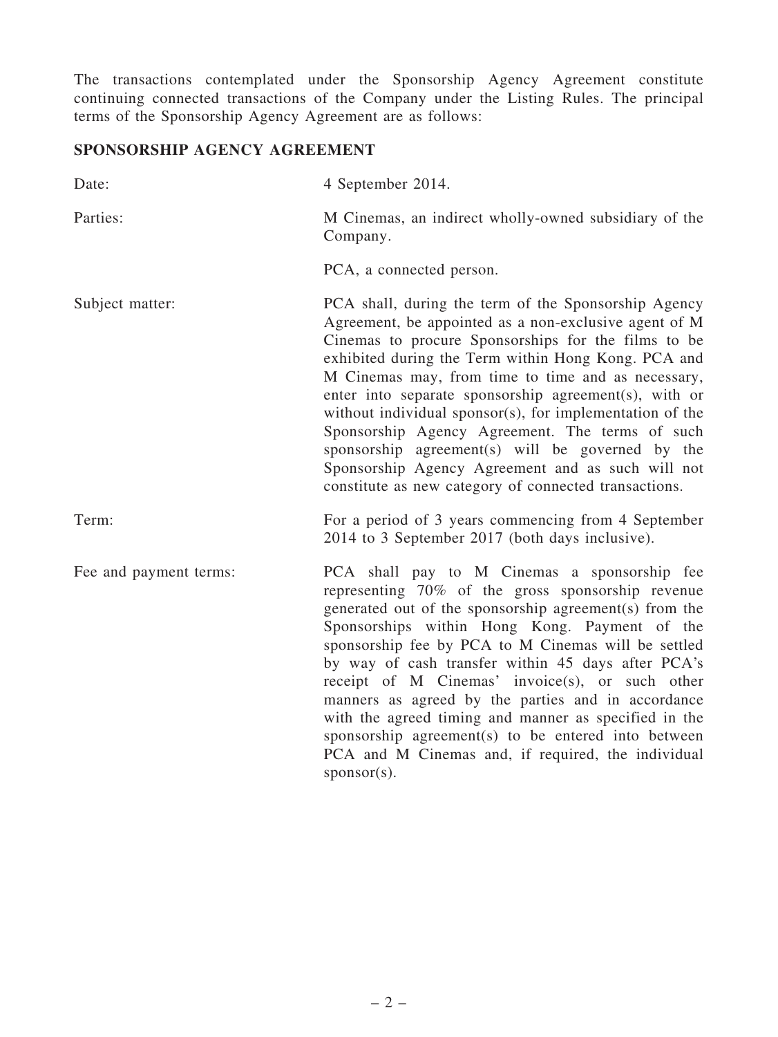The transactions contemplated under the Sponsorship Agency Agreement constitute continuing connected transactions of the Company under the Listing Rules. The principal terms of the Sponsorship Agency Agreement are as follows:

## SPONSORSHIP AGENCY AGREEMENT

| | |
|---|---|
| Date: | 4 September 2014. |
| Parties: | M Cinemas, an indirect wholly-owned subsidiary of the Company.<br><br>PCA, a connected person. |
| Subject matter: | PCA shall, during the term of the Sponsorship Agency Agreement, be appointed as a non-exclusive agent of M Cinemas to procure Sponsorships for the films to be exhibited during the Term within Hong Kong. PCA and M Cinemas may, from time to time and as necessary, enter into separate sponsorship agreement(s), with or without individual sponsor(s), for implementation of the Sponsorship Agency Agreement. The terms of such sponsorship agreement(s) will be governed by the Sponsorship Agency Agreement and as such will not constitute as new category of connected transactions. |
| Term: | For a period of 3 years commencing from 4 September 2014 to 3 September 2017 (both days inclusive). |
| Fee and payment terms: | PCA shall pay to M Cinemas a sponsorship fee representing 70% of the gross sponsorship revenue generated out of the sponsorship agreement(s) from the Sponsorships within Hong Kong. Payment of the sponsorship fee by PCA to M Cinemas will be settled by way of cash transfer within 45 days after PCA's receipt of M Cinemas' invoice(s), or such other manners as agreed by the parties and in accordance with the agreed timing and manner as specified in the sponsorship agreement(s) to be entered into between PCA and M Cinemas and, if required, the individual sponsor(s). |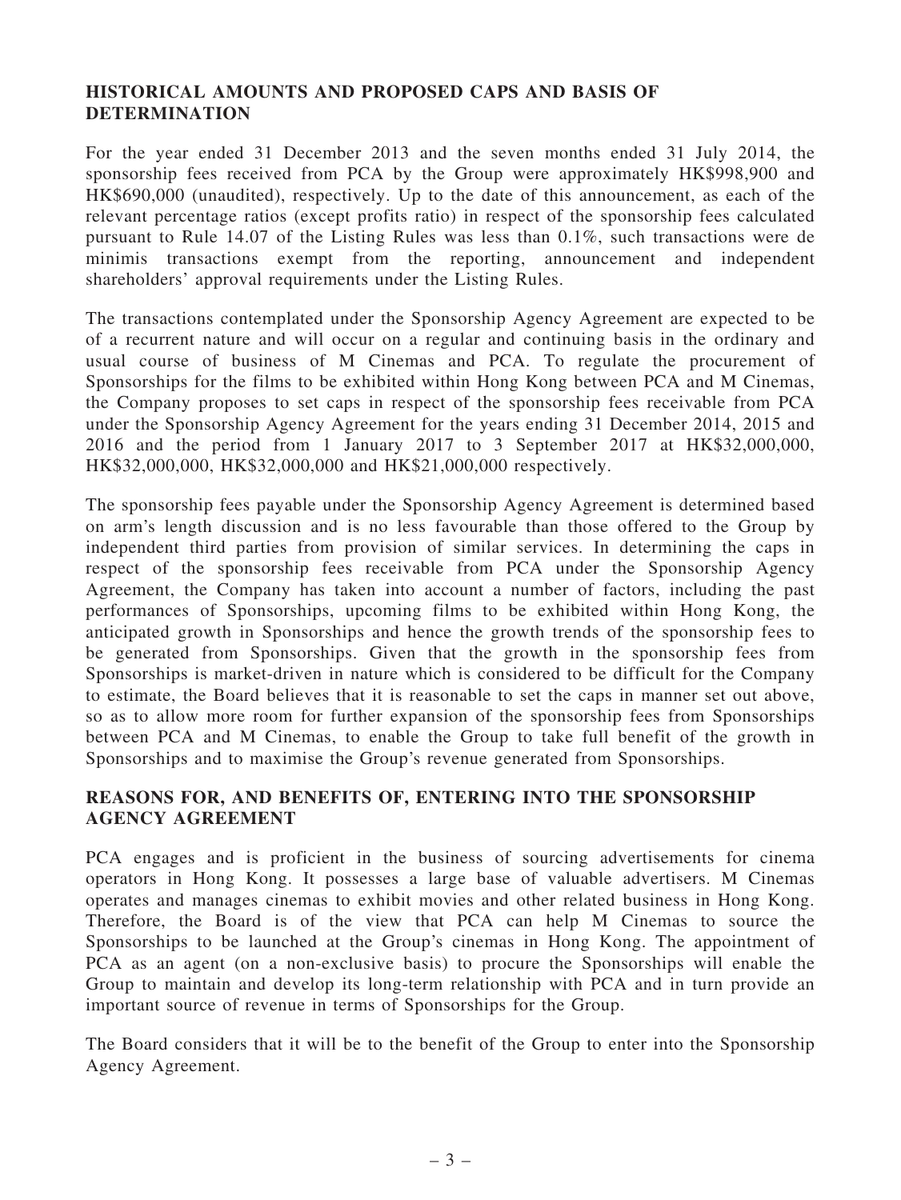## HISTORICAL AMOUNTS AND PROPOSED CAPS AND BASIS OF DETERMINATION

For the year ended 31 December 2013 and the seven months ended 31 July 2014, the sponsorship fees received from PCA by the Group were approximately HK$998,900 and HK$690,000 (unaudited), respectively. Up to the date of this announcement, as each of the relevant percentage ratios (except profits ratio) in respect of the sponsorship fees calculated pursuant to Rule 14.07 of the Listing Rules was less than 0.1%, such transactions were de minimis transactions exempt from the reporting, announcement and independent shareholders' approval requirements under the Listing Rules.

The transactions contemplated under the Sponsorship Agency Agreement are expected to be of a recurrent nature and will occur on a regular and continuing basis in the ordinary and usual course of business of M Cinemas and PCA. To regulate the procurement of Sponsorships for the films to be exhibited within Hong Kong between PCA and M Cinemas, the Company proposes to set caps in respect of the sponsorship fees receivable from PCA under the Sponsorship Agency Agreement for the years ending 31 December 2014, 2015 and 2016 and the period from 1 January 2017 to 3 September 2017 at HK$32,000,000, HK$32,000,000, HK$32,000,000 and HK$21,000,000 respectively.

The sponsorship fees payable under the Sponsorship Agency Agreement is determined based on arm's length discussion and is no less favourable than those offered to the Group by independent third parties from provision of similar services. In determining the caps in respect of the sponsorship fees receivable from PCA under the Sponsorship Agency Agreement, the Company has taken into account a number of factors, including the past performances of Sponsorships, upcoming films to be exhibited within Hong Kong, the anticipated growth in Sponsorships and hence the growth trends of the sponsorship fees to be generated from Sponsorships. Given that the growth in the sponsorship fees from Sponsorships is market-driven in nature which is considered to be difficult for the Company to estimate, the Board believes that it is reasonable to set the caps in manner set out above, so as to allow more room for further expansion of the sponsorship fees from Sponsorships between PCA and M Cinemas, to enable the Group to take full benefit of the growth in Sponsorships and to maximise the Group's revenue generated from Sponsorships.

## REASONS FOR, AND BENEFITS OF, ENTERING INTO THE SPONSORSHIP AGENCY AGREEMENT

PCA engages and is proficient in the business of sourcing advertisements for cinema operators in Hong Kong. It possesses a large base of valuable advertisers. M Cinemas operates and manages cinemas to exhibit movies and other related business in Hong Kong. Therefore, the Board is of the view that PCA can help M Cinemas to source the Sponsorships to be launched at the Group's cinemas in Hong Kong. The appointment of PCA as an agent (on a non-exclusive basis) to procure the Sponsorships will enable the Group to maintain and develop its long-term relationship with PCA and in turn provide an important source of revenue in terms of Sponsorships for the Group.

The Board considers that it will be to the benefit of the Group to enter into the Sponsorship Agency Agreement.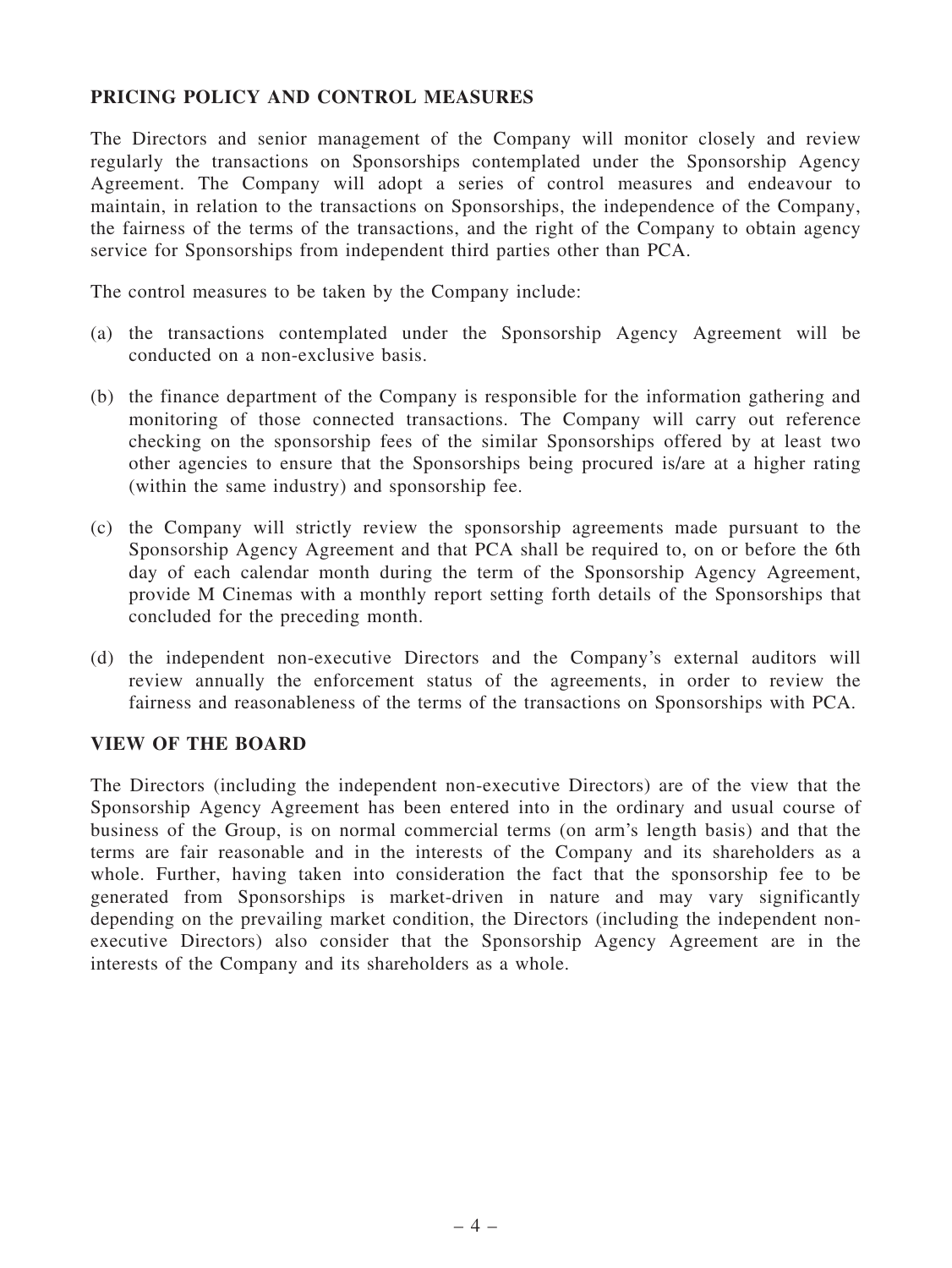## PRICING POLICY AND CONTROL MEASURES

The Directors and senior management of the Company will monitor closely and review regularly the transactions on Sponsorships contemplated under the Sponsorship Agency Agreement. The Company will adopt a series of control measures and endeavour to maintain, in relation to the transactions on Sponsorships, the independence of the Company, the fairness of the terms of the transactions, and the right of the Company to obtain agency service for Sponsorships from independent third parties other than PCA.

The control measures to be taken by the Company include:

(a) the transactions contemplated under the Sponsorship Agency Agreement will be conducted on a non-exclusive basis.

(b) the finance department of the Company is responsible for the information gathering and monitoring of those connected transactions. The Company will carry out reference checking on the sponsorship fees of the similar Sponsorships offered by at least two other agencies to ensure that the Sponsorships being procured is/are at a higher rating (within the same industry) and sponsorship fee.

(c) the Company will strictly review the sponsorship agreements made pursuant to the Sponsorship Agency Agreement and that PCA shall be required to, on or before the 6th day of each calendar month during the term of the Sponsorship Agency Agreement, provide M Cinemas with a monthly report setting forth details of the Sponsorships that concluded for the preceding month.

(d) the independent non-executive Directors and the Company's external auditors will review annually the enforcement status of the agreements, in order to review the fairness and reasonableness of the terms of the transactions on Sponsorships with PCA.

## VIEW OF THE BOARD

The Directors (including the independent non-executive Directors) are of the view that the Sponsorship Agency Agreement has been entered into in the ordinary and usual course of business of the Group, is on normal commercial terms (on arm's length basis) and that the terms are fair reasonable and in the interests of the Company and its shareholders as a whole. Further, having taken into consideration the fact that the sponsorship fee to be generated from Sponsorships is market-driven in nature and may vary significantly depending on the prevailing market condition, the Directors (including the independent non-executive Directors) also consider that the Sponsorship Agency Agreement are in the interests of the Company and its shareholders as a whole.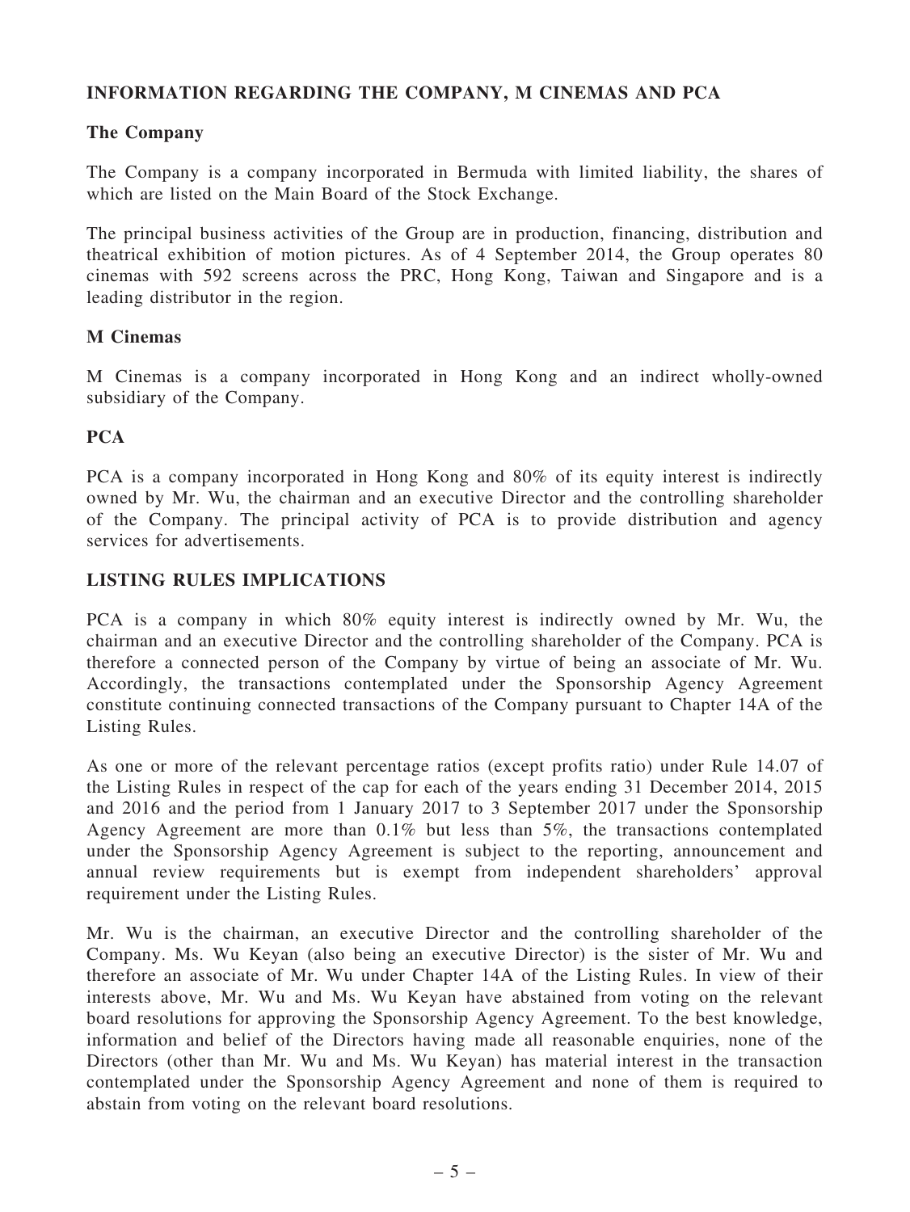## INFORMATION REGARDING THE COMPANY, M CINEMAS AND PCA

### The Company

The Company is a company incorporated in Bermuda with limited liability, the shares of which are listed on the Main Board of the Stock Exchange.

The principal business activities of the Group are in production, financing, distribution and theatrical exhibition of motion pictures. As of 4 September 2014, the Group operates 80 cinemas with 592 screens across the PRC, Hong Kong, Taiwan and Singapore and is a leading distributor in the region.

### M Cinemas

M Cinemas is a company incorporated in Hong Kong and an indirect wholly-owned subsidiary of the Company.

### PCA

PCA is a company incorporated in Hong Kong and 80% of its equity interest is indirectly owned by Mr. Wu, the chairman and an executive Director and the controlling shareholder of the Company. The principal activity of PCA is to provide distribution and agency services for advertisements.

## LISTING RULES IMPLICATIONS

PCA is a company in which 80% equity interest is indirectly owned by Mr. Wu, the chairman and an executive Director and the controlling shareholder of the Company. PCA is therefore a connected person of the Company by virtue of being an associate of Mr. Wu. Accordingly, the transactions contemplated under the Sponsorship Agency Agreement constitute continuing connected transactions of the Company pursuant to Chapter 14A of the Listing Rules.

As one or more of the relevant percentage ratios (except profits ratio) under Rule 14.07 of the Listing Rules in respect of the cap for each of the years ending 31 December 2014, 2015 and 2016 and the period from 1 January 2017 to 3 September 2017 under the Sponsorship Agency Agreement are more than 0.1% but less than 5%, the transactions contemplated under the Sponsorship Agency Agreement is subject to the reporting, announcement and annual review requirements but is exempt from independent shareholders' approval requirement under the Listing Rules.

Mr. Wu is the chairman, an executive Director and the controlling shareholder of the Company. Ms. Wu Keyan (also being an executive Director) is the sister of Mr. Wu and therefore an associate of Mr. Wu under Chapter 14A of the Listing Rules. In view of their interests above, Mr. Wu and Ms. Wu Keyan have abstained from voting on the relevant board resolutions for approving the Sponsorship Agency Agreement. To the best knowledge, information and belief of the Directors having made all reasonable enquiries, none of the Directors (other than Mr. Wu and Ms. Wu Keyan) has material interest in the transaction contemplated under the Sponsorship Agency Agreement and none of them is required to abstain from voting on the relevant board resolutions.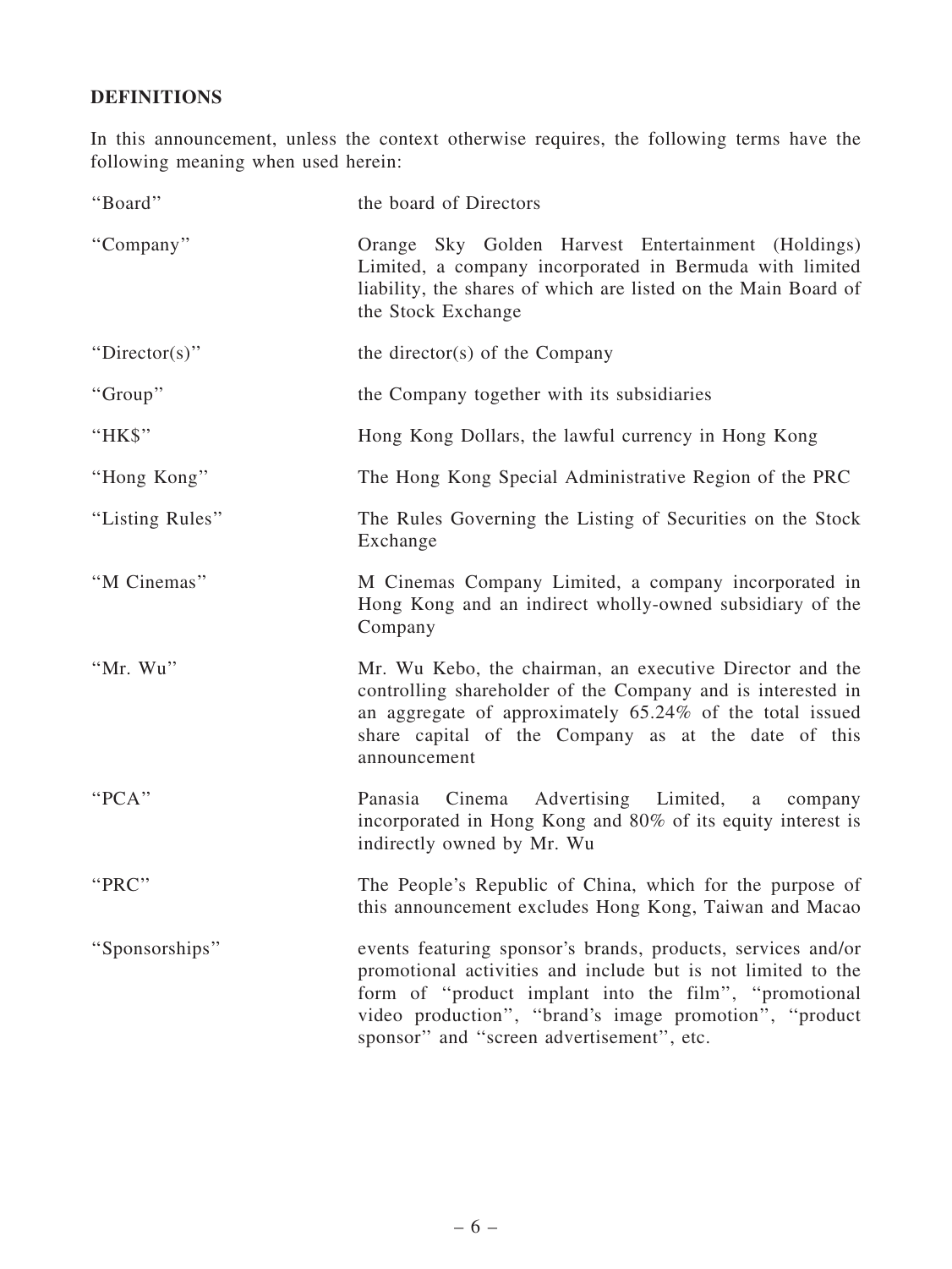## DEFINITIONS

In this announcement, unless the context otherwise requires, the following terms have the following meaning when used herein:

| | |
|---|---|
| "Board" | the board of Directors |
| "Company" | Orange Sky Golden Harvest Entertainment (Holdings) Limited, a company incorporated in Bermuda with limited liability, the shares of which are listed on the Main Board of the Stock Exchange |
| "Director(s)" | the director(s) of the Company |
| "Group" | the Company together with its subsidiaries |
| "HK$" | Hong Kong Dollars, the lawful currency in Hong Kong |
| "Hong Kong" | The Hong Kong Special Administrative Region of the PRC |
| "Listing Rules" | The Rules Governing the Listing of Securities on the Stock Exchange |
| "M Cinemas" | M Cinemas Company Limited, a company incorporated in Hong Kong and an indirect wholly-owned subsidiary of the Company |
| "Mr. Wu" | Mr. Wu Kebo, the chairman, an executive Director and the controlling shareholder of the Company and is interested in an aggregate of approximately 65.24% of the total issued share capital of the Company as at the date of this announcement |
| "PCA" | Panasia Cinema Advertising Limited, a company incorporated in Hong Kong and 80% of its equity interest is indirectly owned by Mr. Wu |
| "PRC" | The People's Republic of China, which for the purpose of this announcement excludes Hong Kong, Taiwan and Macao |
| "Sponsorships" | events featuring sponsor's brands, products, services and/or promotional activities and include but is not limited to the form of "product implant into the film", "promotional video production", "brand's image promotion", "product sponsor" and "screen advertisement", etc. |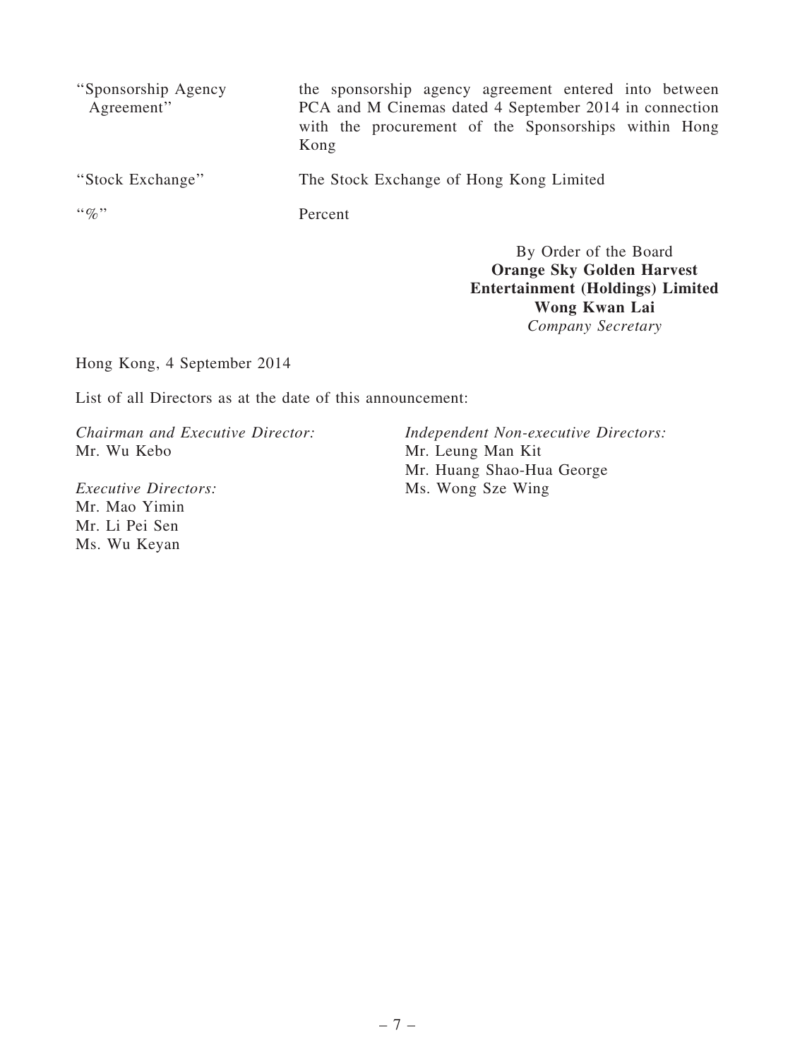| | |
|---|---|
| "Sponsorship Agency Agreement" | the sponsorship agency agreement entered into between PCA and M Cinemas dated 4 September 2014 in connection with the procurement of the Sponsorships within Hong Kong |
| "Stock Exchange" | The Stock Exchange of Hong Kong Limited |
| "%" | Percent |

By Order of the Board
**Orange Sky Golden Harvest Entertainment (Holdings) Limited**
**Wong Kwan Lai**
*Company Secretary*

Hong Kong, 4 September 2014

List of all Directors as at the date of this announcement:

*Chairman and Executive Director:*
Mr. Wu Kebo

*Executive Directors:*
Mr. Mao Yimin
Mr. Li Pei Sen
Ms. Wu Keyan

*Independent Non-executive Directors:*
Mr. Leung Man Kit
Mr. Huang Shao-Hua George
Ms. Wong Sze Wing